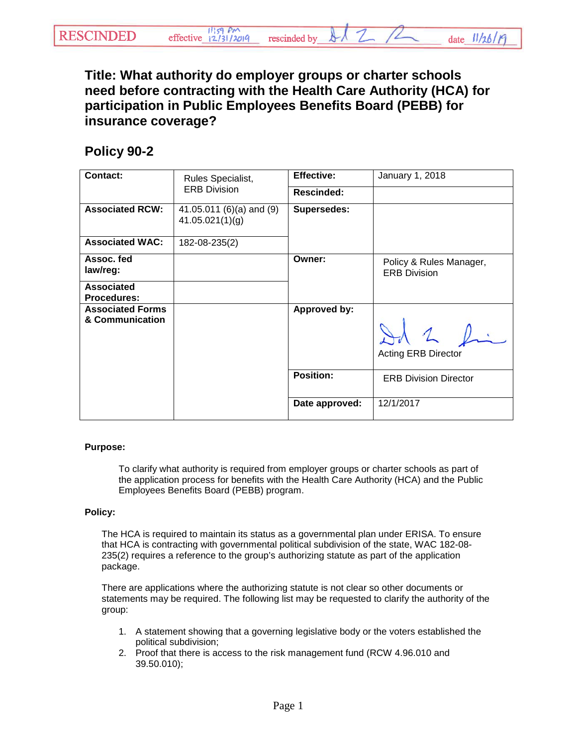RESCINDED effective 11:59 PM 12/31/2019 rescinded by [signature] date 11/26/19

# Title: What authority do employer groups or charter schools need before contracting with the Health Care Authority (HCA) for participation in Public Employees Benefits Board (PEBB) for insurance coverage?

## Policy 90-2

| Contact: | Rules Specialist, ERB Division | Effective: | January 1, 2018 |
|---|---|---|---|
| | | Rescinded: | |
| Associated RCW: | 41.05.011 (6)(a) and (9) 41.05.021(1)(g) | Supersedes: | |
| Associated WAC: | 182-08-235(2) | | |
| Assoc. fed law/reg: | | Owner: | Policy & Rules Manager, ERB Division |
| Associated Procedures: | | | |
| Associated Forms & Communication | | Approved by: | [signature] Acting ERB Director |
| | | Position: | ERB Division Director |
| | | Date approved: | 12/1/2017 |

**Purpose:**

To clarify what authority is required from employer groups or charter schools as part of the application process for benefits with the Health Care Authority (HCA) and the Public Employees Benefits Board (PEBB) program.

**Policy:**

The HCA is required to maintain its status as a governmental plan under ERISA. To ensure that HCA is contracting with governmental political subdivision of the state, WAC 182-08-235(2) requires a reference to the group's authorizing statute as part of the application package.

There are applications where the authorizing statute is not clear so other documents or statements may be required. The following list may be requested to clarify the authority of the group:

1. A statement showing that a governing legislative body or the voters established the political subdivision;
2. Proof that there is access to the risk management fund (RCW 4.96.010 and 39.50.010);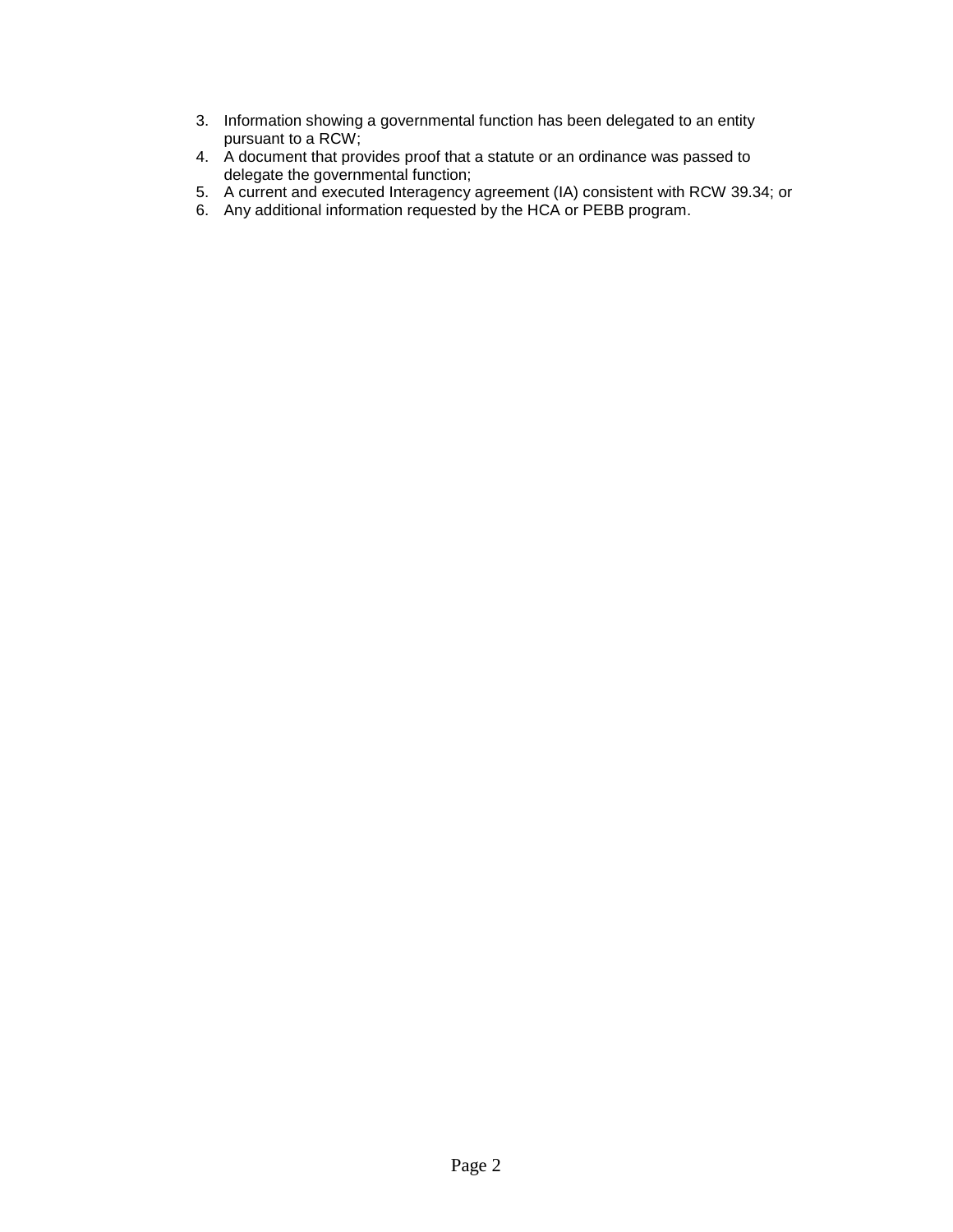3. Information showing a governmental function has been delegated to an entity pursuant to a RCW;
4. A document that provides proof that a statute or an ordinance was passed to delegate the governmental function;
5. A current and executed Interagency agreement (IA) consistent with RCW 39.34; or
6. Any additional information requested by the HCA or PEBB program.